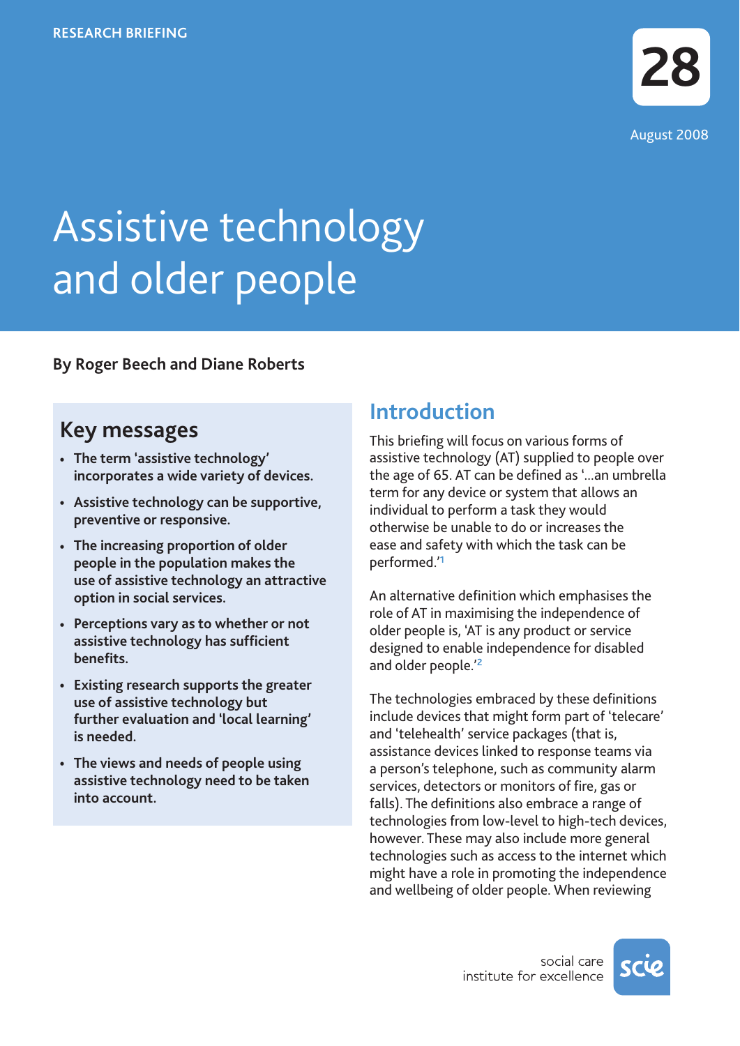RESEARCH BRIEFING

28

August 2008

# Assistive technology and older people

**By Roger Beech and Diane Roberts**

## Key messages

- **The term 'assistive technology' incorporates a wide variety of devices.**
- **Assistive technology can be supportive, preventive or responsive.**
- **The increasing proportion of older people in the population makes the use of assistive technology an attractive option in social services.**
- **Perceptions vary as to whether or not assistive technology has sufficient benefits.**
- **Existing research supports the greater use of assistive technology but further evaluation and 'local learning' is needed.**
- **The views and needs of people using assistive technology need to be taken into account.**

## Introduction

This briefing will focus on various forms of assistive technology (AT) supplied to people over the age of 65. AT can be defined as '...an umbrella term for any device or system that allows an individual to perform a task they would otherwise be unable to do or increases the ease and safety with which the task can be performed.'[1]

An alternative definition which emphasises the role of AT in maximising the independence of older people is, 'AT is any product or service designed to enable independence for disabled and older people.'[2]

The technologies embraced by these definitions include devices that might form part of 'telecare' and 'telehealth' service packages (that is, assistance devices linked to response teams via a person's telephone, such as community alarm services, detectors or monitors of fire, gas or falls). The definitions also embrace a range of technologies from low-level to high-tech devices, however. These may also include more general technologies such as access to the internet which might have a role in promoting the independence and wellbeing of older people. When reviewing

social care institute for excellence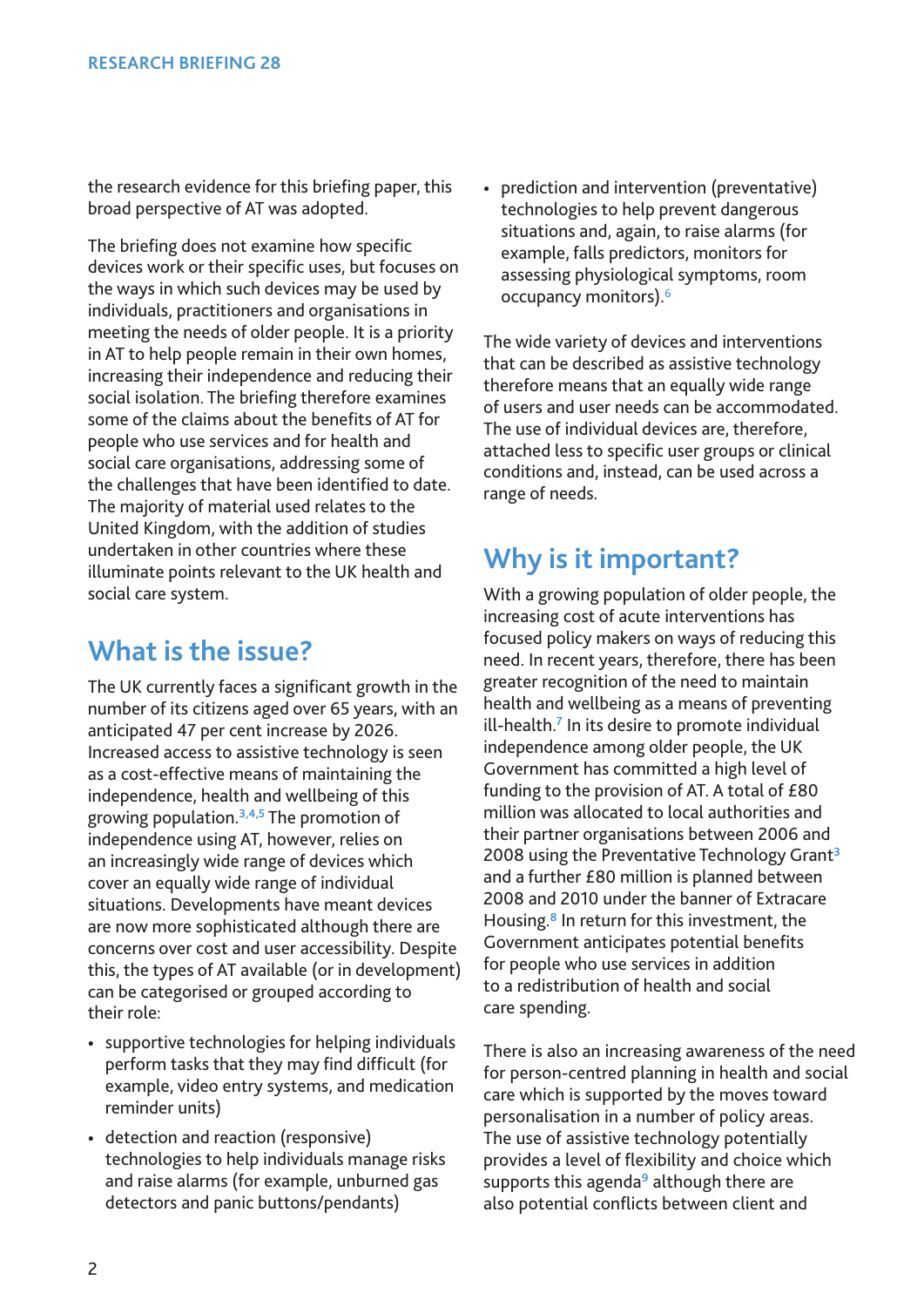the research evidence for this briefing paper, this broad perspective of AT was adopted.

The briefing does not examine how specific devices work or their specific uses, but focuses on the ways in which such devices may be used by individuals, practitioners and organisations in meeting the needs of older people. It is a priority in AT to help people remain in their own homes, increasing their independence and reducing their social isolation. The briefing therefore examines some of the claims about the benefits of AT for people who use services and for health and social care organisations, addressing some of the challenges that have been identified to date. The majority of material used relates to the United Kingdom, with the addition of studies undertaken in other countries where these illuminate points relevant to the UK health and social care system.

## What is the issue?

The UK currently faces a significant growth in the number of its citizens aged over 65 years, with an anticipated 47 per cent increase by 2026. Increased access to assistive technology is seen as a cost-effective means of maintaining the independence, health and wellbeing of this growing population.[3,4,5] The promotion of independence using AT, however, relies on an increasingly wide range of devices which cover an equally wide range of individual situations. Developments have meant devices are now more sophisticated although there are concerns over cost and user accessibility. Despite this, the types of AT available (or in development) can be categorised or grouped according to their role:

- supportive technologies for helping individuals perform tasks that they may find difficult (for example, video entry systems, and medication reminder units)
- detection and reaction (responsive) technologies to help individuals manage risks and raise alarms (for example, unburned gas detectors and panic buttons/pendants)
- prediction and intervention (preventative) technologies to help prevent dangerous situations and, again, to raise alarms (for example, falls predictors, monitors for assessing physiological symptoms, room occupancy monitors).[6]

The wide variety of devices and interventions that can be described as assistive technology therefore means that an equally wide range of users and user needs can be accommodated. The use of individual devices are, therefore, attached less to specific user groups or clinical conditions and, instead, can be used across a range of needs.

## Why is it important?

With a growing population of older people, the increasing cost of acute interventions has focused policy makers on ways of reducing this need. In recent years, therefore, there has been greater recognition of the need to maintain health and wellbeing as a means of preventing ill-health.[7] In its desire to promote individual independence among older people, the UK Government has committed a high level of funding to the provision of AT. A total of £80 million was allocated to local authorities and their partner organisations between 2006 and 2008 using the Preventative Technology Grant[3] and a further £80 million is planned between 2008 and 2010 under the banner of Extracare Housing.[8] In return for this investment, the Government anticipates potential benefits for people who use services in addition to a redistribution of health and social care spending.

There is also an increasing awareness of the need for person-centred planning in health and social care which is supported by the moves toward personalisation in a number of policy areas. The use of assistive technology potentially provides a level of flexibility and choice which supports this agenda[9] although there are also potential conflicts between client and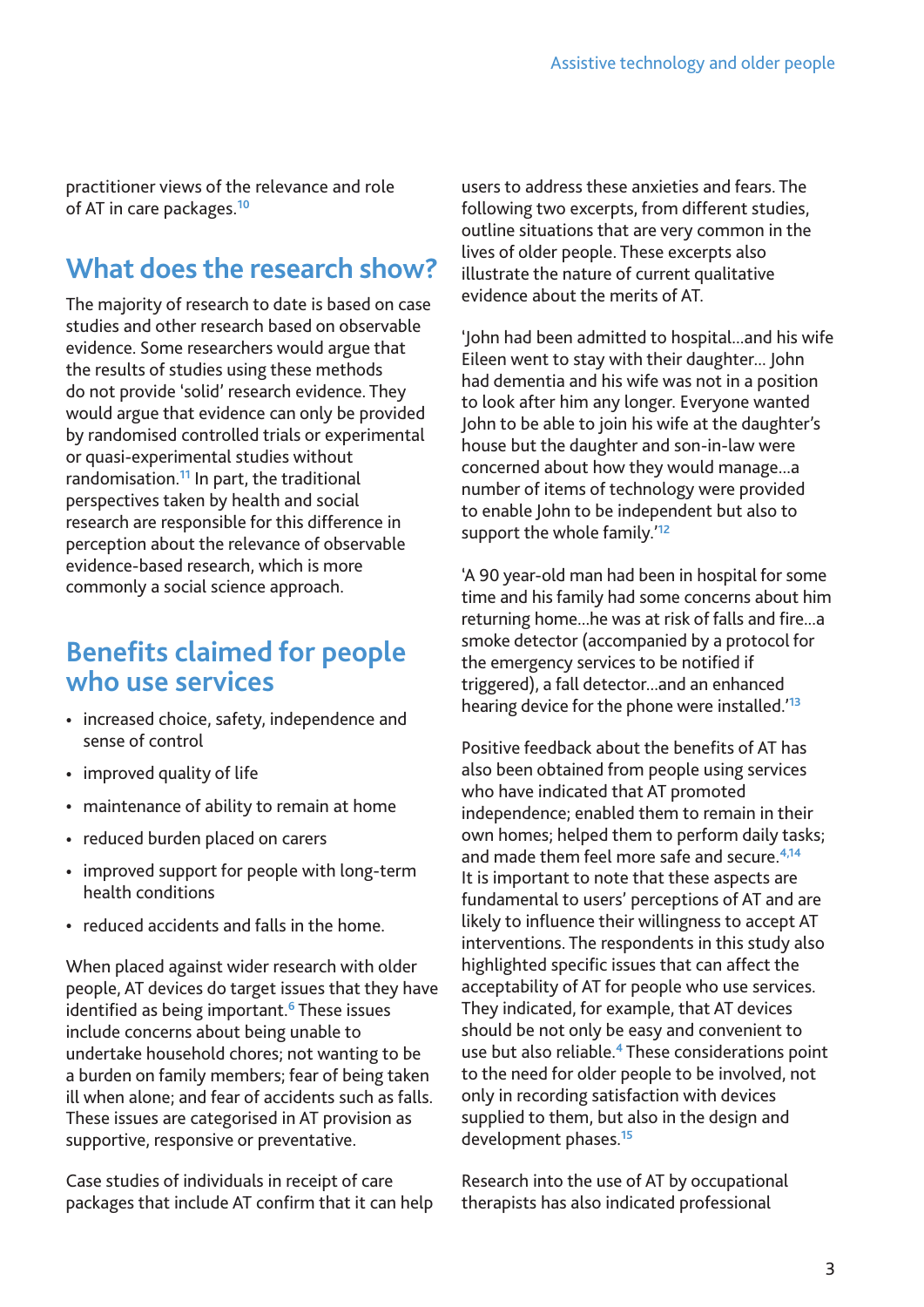practitioner views of the relevance and role of AT in care packages.[10]

## What does the research show?

The majority of research to date is based on case studies and other research based on observable evidence. Some researchers would argue that the results of studies using these methods do not provide 'solid' research evidence. They would argue that evidence can only be provided by randomised controlled trials or experimental or quasi-experimental studies without randomisation.[11] In part, the traditional perspectives taken by health and social research are responsible for this difference in perception about the relevance of observable evidence-based research, which is more commonly a social science approach.

## Benefits claimed for people who use services

- increased choice, safety, independence and sense of control
- improved quality of life
- maintenance of ability to remain at home
- reduced burden placed on carers
- improved support for people with long-term health conditions
- reduced accidents and falls in the home.

When placed against wider research with older people, AT devices do target issues that they have identified as being important.[6] These issues include concerns about being unable to undertake household chores; not wanting to be a burden on family members; fear of being taken ill when alone; and fear of accidents such as falls. These issues are categorised in AT provision as supportive, responsive or preventative.

Case studies of individuals in receipt of care packages that include AT confirm that it can help users to address these anxieties and fears. The following two excerpts, from different studies, outline situations that are very common in the lives of older people. These excerpts also illustrate the nature of current qualitative evidence about the merits of AT.

'John had been admitted to hospital...and his wife Eileen went to stay with their daughter... John had dementia and his wife was not in a position to look after him any longer. Everyone wanted John to be able to join his wife at the daughter's house but the daughter and son-in-law were concerned about how they would manage...a number of items of technology were provided to enable John to be independent but also to support the whole family.'[12]

'A 90 year-old man had been in hospital for some time and his family had some concerns about him returning home...he was at risk of falls and fire...a smoke detector (accompanied by a protocol for the emergency services to be notified if triggered), a fall detector...and an enhanced hearing device for the phone were installed.'[13]

Positive feedback about the benefits of AT has also been obtained from people using services who have indicated that AT promoted independence; enabled them to remain in their own homes; helped them to perform daily tasks; and made them feel more safe and secure.[4,14] It is important to note that these aspects are fundamental to users' perceptions of AT and are likely to influence their willingness to accept AT interventions. The respondents in this study also highlighted specific issues that can affect the acceptability of AT for people who use services. They indicated, for example, that AT devices should be not only be easy and convenient to use but also reliable.[4] These considerations point to the need for older people to be involved, not only in recording satisfaction with devices supplied to them, but also in the design and development phases.[15]

Research into the use of AT by occupational therapists has also indicated professional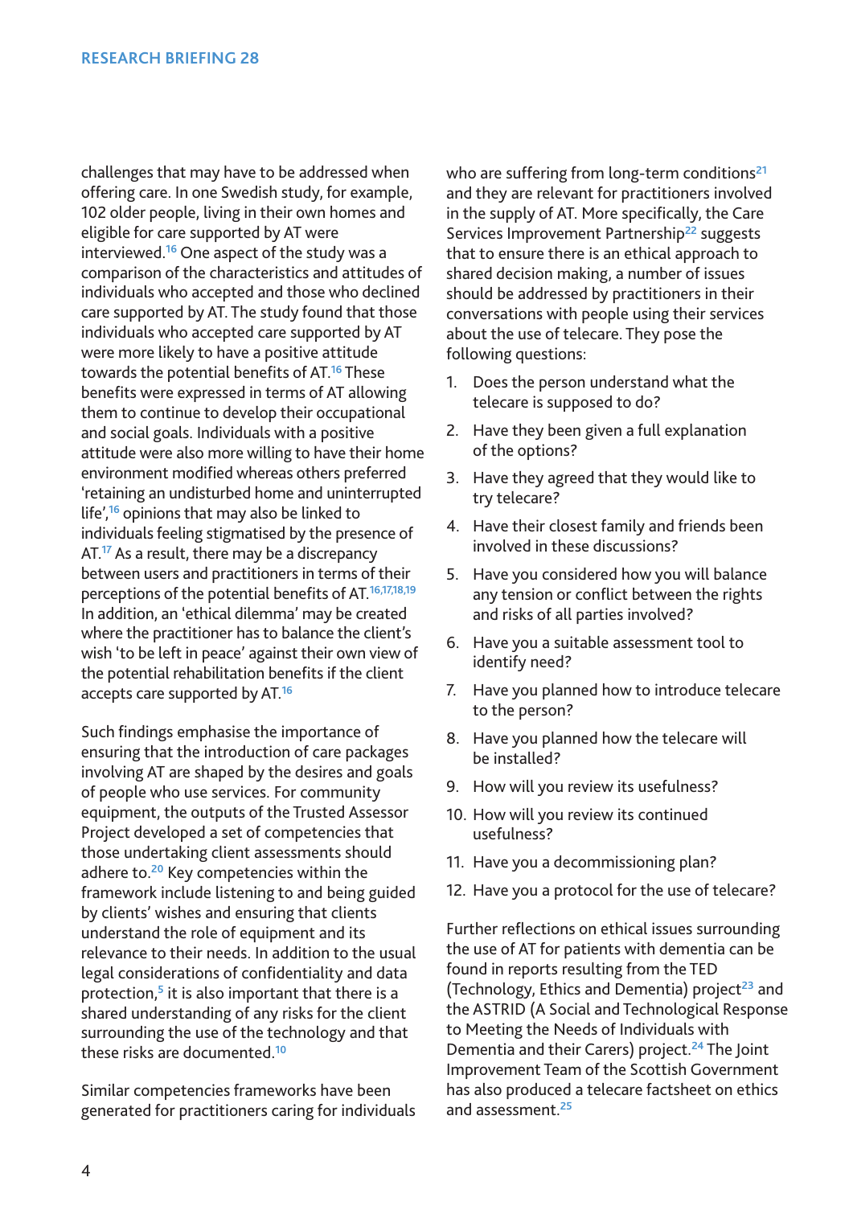challenges that may have to be addressed when offering care. In one Swedish study, for example, 102 older people, living in their own homes and eligible for care supported by AT were interviewed.[16] One aspect of the study was a comparison of the characteristics and attitudes of individuals who accepted and those who declined care supported by AT. The study found that those individuals who accepted care supported by AT were more likely to have a positive attitude towards the potential benefits of AT.[16] These benefits were expressed in terms of AT allowing them to continue to develop their occupational and social goals. Individuals with a positive attitude were also more willing to have their home environment modified whereas others preferred 'retaining an undisturbed home and uninterrupted life',[16] opinions that may also be linked to individuals feeling stigmatised by the presence of AT.[17] As a result, there may be a discrepancy between users and practitioners in terms of their perceptions of the potential benefits of AT.[16,17,18,19] In addition, an 'ethical dilemma' may be created where the practitioner has to balance the client's wish 'to be left in peace' against their own view of the potential rehabilitation benefits if the client accepts care supported by AT.[16]

Such findings emphasise the importance of ensuring that the introduction of care packages involving AT are shaped by the desires and goals of people who use services. For community equipment, the outputs of the Trusted Assessor Project developed a set of competencies that those undertaking client assessments should adhere to.[20] Key competencies within the framework include listening to and being guided by clients' wishes and ensuring that clients understand the role of equipment and its relevance to their needs. In addition to the usual legal considerations of confidentiality and data protection,[5] it is also important that there is a shared understanding of any risks for the client surrounding the use of the technology and that these risks are documented.[10]

Similar competencies frameworks have been generated for practitioners caring for individuals who are suffering from long-term conditions[21] and they are relevant for practitioners involved in the supply of AT. More specifically, the Care Services Improvement Partnership[22] suggests that to ensure there is an ethical approach to shared decision making, a number of issues should be addressed by practitioners in their conversations with people using their services about the use of telecare. They pose the following questions:

1. Does the person understand what the telecare is supposed to do?
2. Have they been given a full explanation of the options?
3. Have they agreed that they would like to try telecare?
4. Have their closest family and friends been involved in these discussions?
5. Have you considered how you will balance any tension or conflict between the rights and risks of all parties involved?
6. Have you a suitable assessment tool to identify need?
7. Have you planned how to introduce telecare to the person?
8. Have you planned how the telecare will be installed?
9. How will you review its usefulness?
10. How will you review its continued usefulness?
11. Have you a decommissioning plan?
12. Have you a protocol for the use of telecare?

Further reflections on ethical issues surrounding the use of AT for patients with dementia can be found in reports resulting from the TED (Technology, Ethics and Dementia) project[23] and the ASTRID (A Social and Technological Response to Meeting the Needs of Individuals with Dementia and their Carers) project.[24] The Joint Improvement Team of the Scottish Government has also produced a telecare factsheet on ethics and assessment.[25]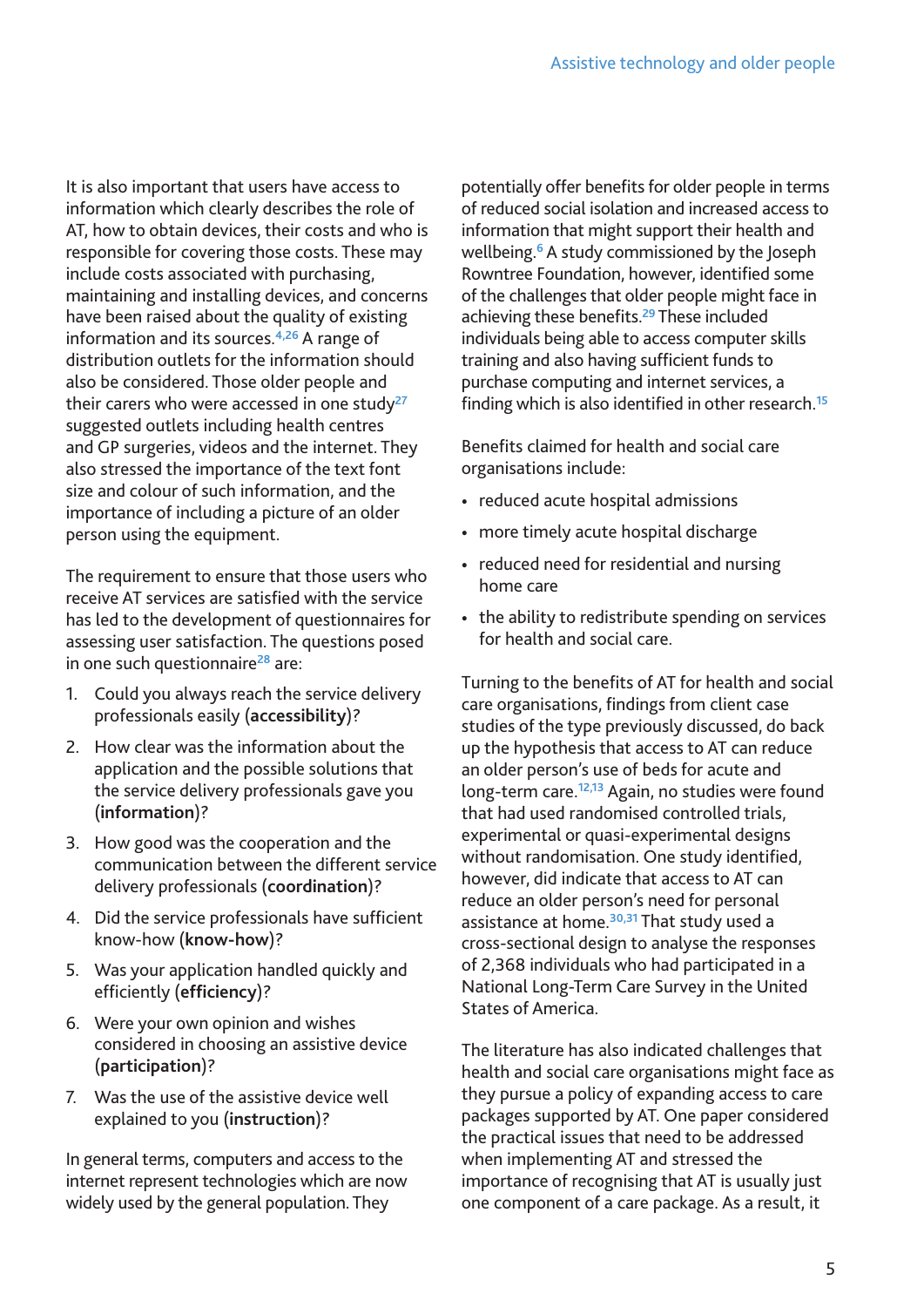It is also important that users have access to information which clearly describes the role of AT, how to obtain devices, their costs and who is responsible for covering those costs. These may include costs associated with purchasing, maintaining and installing devices, and concerns have been raised about the quality of existing information and its sources.[4,26] A range of distribution outlets for the information should also be considered. Those older people and their carers who were accessed in one study[27] suggested outlets including health centres and GP surgeries, videos and the internet. They also stressed the importance of the text font size and colour of such information, and the importance of including a picture of an older person using the equipment.

The requirement to ensure that those users who receive AT services are satisfied with the service has led to the development of questionnaires for assessing user satisfaction. The questions posed in one such questionnaire[28] are:

1. Could you always reach the service delivery professionals easily (**accessibility**)?
2. How clear was the information about the application and the possible solutions that the service delivery professionals gave you (**information**)?
3. How good was the cooperation and the communication between the different service delivery professionals (**coordination**)?
4. Did the service professionals have sufficient know-how (**know-how**)?
5. Was your application handled quickly and efficiently (**efficiency**)?
6. Were your own opinion and wishes considered in choosing an assistive device (**participation**)?
7. Was the use of the assistive device well explained to you (**instruction**)?

In general terms, computers and access to the internet represent technologies which are now widely used by the general population. They potentially offer benefits for older people in terms of reduced social isolation and increased access to information that might support their health and wellbeing.[6] A study commissioned by the Joseph Rowntree Foundation, however, identified some of the challenges that older people might face in achieving these benefits.[29] These included individuals being able to access computer skills training and also having sufficient funds to purchase computing and internet services, a finding which is also identified in other research.[15]

Benefits claimed for health and social care organisations include:

- reduced acute hospital admissions
- more timely acute hospital discharge
- reduced need for residential and nursing home care
- the ability to redistribute spending on services for health and social care.

Turning to the benefits of AT for health and social care organisations, findings from client case studies of the type previously discussed, do back up the hypothesis that access to AT can reduce an older person's use of beds for acute and long-term care.[12,13] Again, no studies were found that had used randomised controlled trials, experimental or quasi-experimental designs without randomisation. One study identified, however, did indicate that access to AT can reduce an older person's need for personal assistance at home.[30,31] That study used a cross-sectional design to analyse the responses of 2,368 individuals who had participated in a National Long-Term Care Survey in the United States of America.

The literature has also indicated challenges that health and social care organisations might face as they pursue a policy of expanding access to care packages supported by AT. One paper considered the practical issues that need to be addressed when implementing AT and stressed the importance of recognising that AT is usually just one component of a care package. As a result, it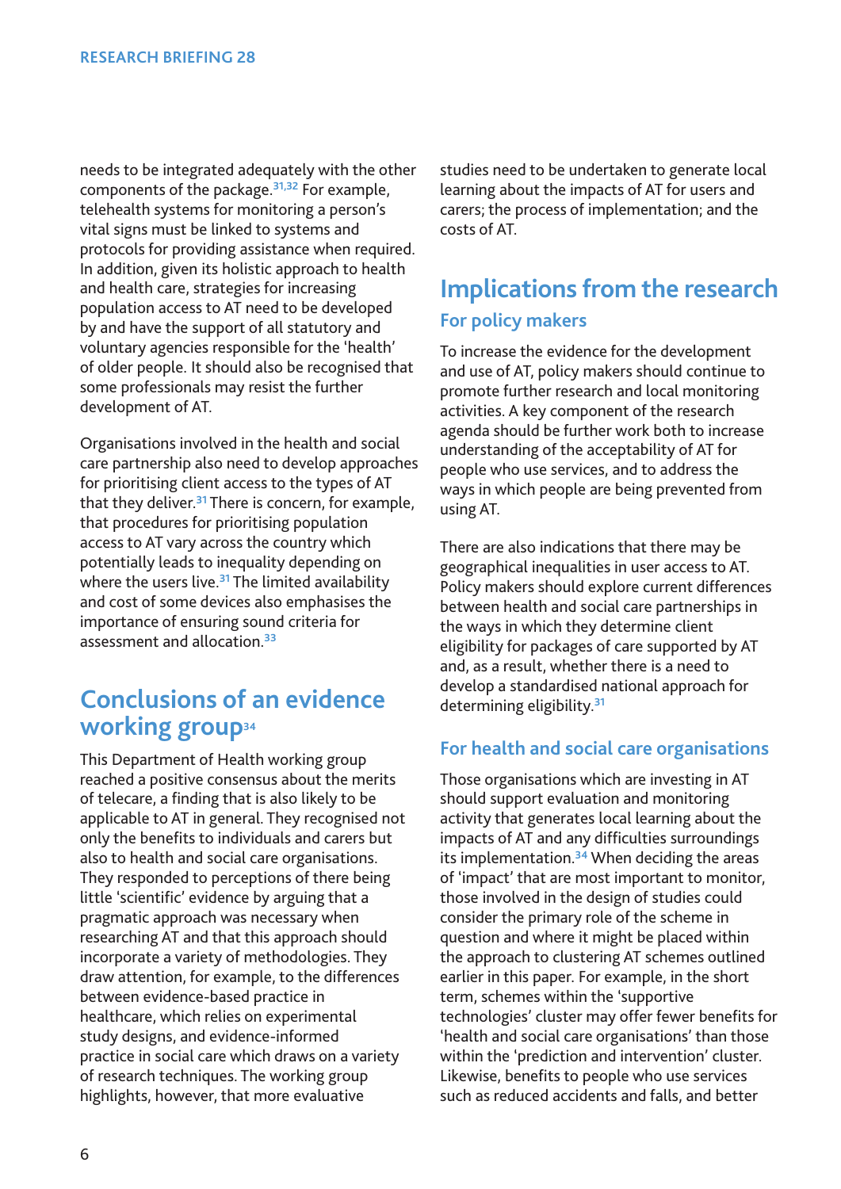needs to be integrated adequately with the other components of the package.[31,32] For example, telehealth systems for monitoring a person's vital signs must be linked to systems and protocols for providing assistance when required. In addition, given its holistic approach to health and health care, strategies for increasing population access to AT need to be developed by and have the support of all statutory and voluntary agencies responsible for the 'health' of older people. It should also be recognised that some professionals may resist the further development of AT.

Organisations involved in the health and social care partnership also need to develop approaches for prioritising client access to the types of AT that they deliver.[31] There is concern, for example, that procedures for prioritising population access to AT vary across the country which potentially leads to inequality depending on where the users live.[31] The limited availability and cost of some devices also emphasises the importance of ensuring sound criteria for assessment and allocation.[33]

## Conclusions of an evidence working group[34]

This Department of Health working group reached a positive consensus about the merits of telecare, a finding that is also likely to be applicable to AT in general. They recognised not only the benefits to individuals and carers but also to health and social care organisations. They responded to perceptions of there being little 'scientific' evidence by arguing that a pragmatic approach was necessary when researching AT and that this approach should incorporate a variety of methodologies. They draw attention, for example, to the differences between evidence-based practice in healthcare, which relies on experimental study designs, and evidence-informed practice in social care which draws on a variety of research techniques. The working group highlights, however, that more evaluative studies need to be undertaken to generate local learning about the impacts of AT for users and carers; the process of implementation; and the costs of AT.

## Implications from the research

### For policy makers

To increase the evidence for the development and use of AT, policy makers should continue to promote further research and local monitoring activities. A key component of the research agenda should be further work both to increase understanding of the acceptability of AT for people who use services, and to address the ways in which people are being prevented from using AT.

There are also indications that there may be geographical inequalities in user access to AT. Policy makers should explore current differences between health and social care partnerships in the ways in which they determine client eligibility for packages of care supported by AT and, as a result, whether there is a need to develop a standardised national approach for determining eligibility.[31]

### For health and social care organisations

Those organisations which are investing in AT should support evaluation and monitoring activity that generates local learning about the impacts of AT and any difficulties surroundings its implementation.[34] When deciding the areas of 'impact' that are most important to monitor, those involved in the design of studies could consider the primary role of the scheme in question and where it might be placed within the approach to clustering AT schemes outlined earlier in this paper. For example, in the short term, schemes within the 'supportive technologies' cluster may offer fewer benefits for 'health and social care organisations' than those within the 'prediction and intervention' cluster. Likewise, benefits to people who use services such as reduced accidents and falls, and better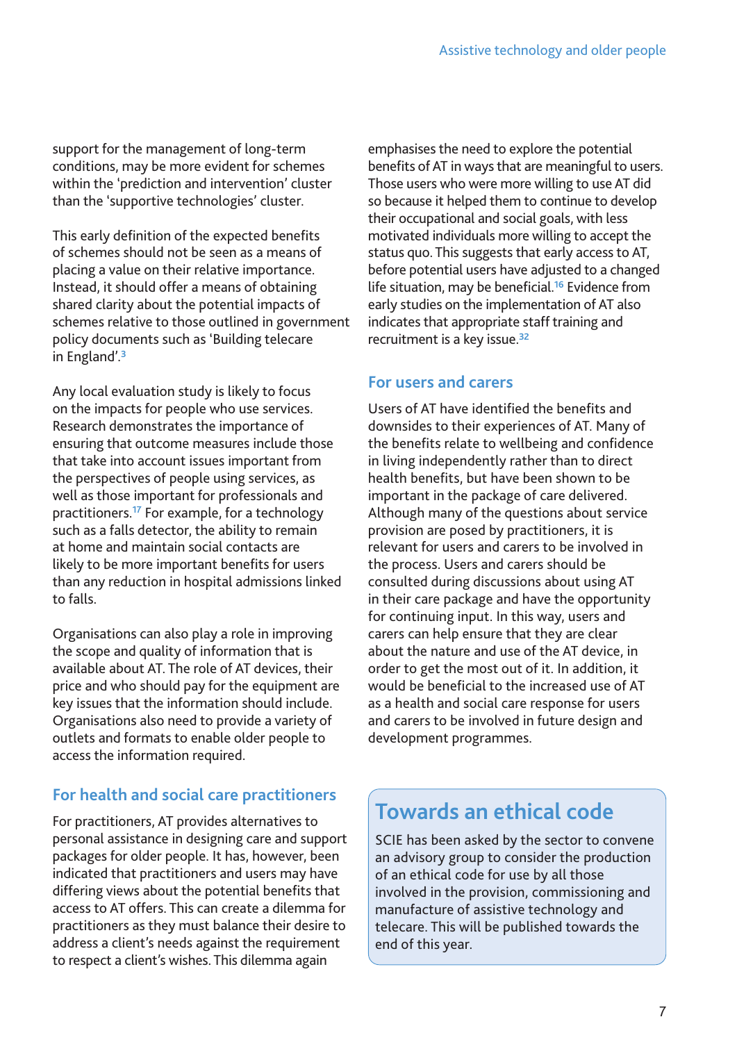support for the management of long-term conditions, may be more evident for schemes within the 'prediction and intervention' cluster than the 'supportive technologies' cluster.

This early definition of the expected benefits of schemes should not be seen as a means of placing a value on their relative importance. Instead, it should offer a means of obtaining shared clarity about the potential impacts of schemes relative to those outlined in government policy documents such as 'Building telecare in England'.[3]

Any local evaluation study is likely to focus on the impacts for people who use services. Research demonstrates the importance of ensuring that outcome measures include those that take into account issues important from the perspectives of people using services, as well as those important for professionals and practitioners.[17] For example, for a technology such as a falls detector, the ability to remain at home and maintain social contacts are likely to be more important benefits for users than any reduction in hospital admissions linked to falls.

Organisations can also play a role in improving the scope and quality of information that is available about AT. The role of AT devices, their price and who should pay for the equipment are key issues that the information should include. Organisations also need to provide a variety of outlets and formats to enable older people to access the information required.

## For health and social care practitioners

For practitioners, AT provides alternatives to personal assistance in designing care and support packages for older people. It has, however, been indicated that practitioners and users may have differing views about the potential benefits that access to AT offers. This can create a dilemma for practitioners as they must balance their desire to address a client's needs against the requirement to respect a client's wishes. This dilemma again emphasises the need to explore the potential benefits of AT in ways that are meaningful to users. Those users who were more willing to use AT did so because it helped them to continue to develop their occupational and social goals, with less motivated individuals more willing to accept the status quo. This suggests that early access to AT, before potential users have adjusted to a changed life situation, may be beneficial.[16] Evidence from early studies on the implementation of AT also indicates that appropriate staff training and recruitment is a key issue.[32]

## For users and carers

Users of AT have identified the benefits and downsides to their experiences of AT. Many of the benefits relate to wellbeing and confidence in living independently rather than to direct health benefits, but have been shown to be important in the package of care delivered. Although many of the questions about service provision are posed by practitioners, it is relevant for users and carers to be involved in the process. Users and carers should be consulted during discussions about using AT in their care package and have the opportunity for continuing input. In this way, users and carers can help ensure that they are clear about the nature and use of the AT device, in order to get the most out of it. In addition, it would be beneficial to the increased use of AT as a health and social care response for users and carers to be involved in future design and development programmes.

## Towards an ethical code

SCIE has been asked by the sector to convene an advisory group to consider the production of an ethical code for use by all those involved in the provision, commissioning and manufacture of assistive technology and telecare. This will be published towards the end of this year.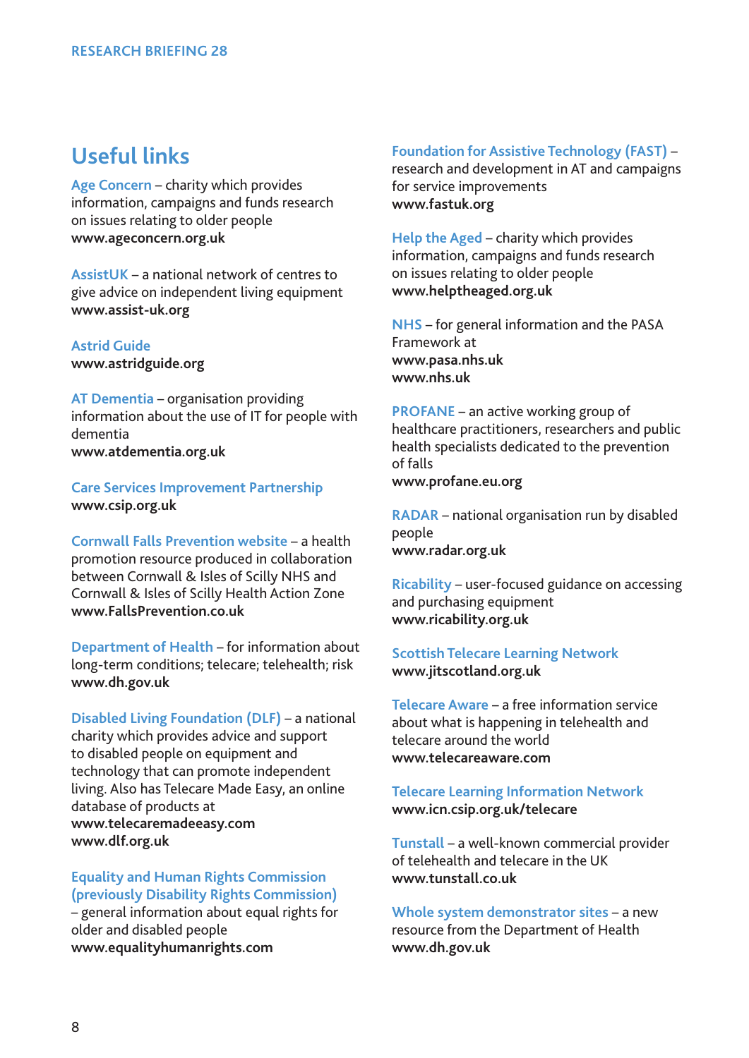## Useful links

**Age Concern** – charity which provides information, campaigns and funds research on issues relating to older people
**www.ageconcern.org.uk**

**AssistUK** – a national network of centres to give advice on independent living equipment
**www.assist-uk.org**

**Astrid Guide**
**www.astridguide.org**

**AT Dementia** – organisation providing information about the use of IT for people with dementia
**www.atdementia.org.uk**

**Care Services Improvement Partnership**
**www.csip.org.uk**

**Cornwall Falls Prevention website** – a health promotion resource produced in collaboration between Cornwall & Isles of Scilly NHS and Cornwall & Isles of Scilly Health Action Zone
**www.FallsPrevention.co.uk**

**Department of Health** – for information about long-term conditions; telecare; telehealth; risk
**www.dh.gov.uk**

**Disabled Living Foundation (DLF)** – a national charity which provides advice and support to disabled people on equipment and technology that can promote independent living. Also has Telecare Made Easy, an online database of products at
**www.telecaremadeeasy.com**
**www.dlf.org.uk**

**Equality and Human Rights Commission (previously Disability Rights Commission)** – general information about equal rights for older and disabled people
**www.equalityhumanrights.com**

**Foundation for Assistive Technology (FAST)** – research and development in AT and campaigns for service improvements
**www.fastuk.org**

**Help the Aged** – charity which provides information, campaigns and funds research on issues relating to older people
**www.helptheaged.org.uk**

**NHS** – for general information and the PASA Framework at
**www.pasa.nhs.uk**
**www.nhs.uk**

**PROFANE** – an active working group of healthcare practitioners, researchers and public health specialists dedicated to the prevention of falls
**www.profane.eu.org**

**RADAR** – national organisation run by disabled people
**www.radar.org.uk**

**Ricability** – user-focused guidance on accessing and purchasing equipment
**www.ricability.org.uk**

**Scottish Telecare Learning Network**
**www.jitscotland.org.uk**

**Telecare Aware** – a free information service about what is happening in telehealth and telecare around the world
**www.telecareaware.com**

**Telecare Learning Information Network**
**www.icn.csip.org.uk/telecare**

**Tunstall** – a well-known commercial provider of telehealth and telecare in the UK
**www.tunstall.co.uk**

**Whole system demonstrator sites** – a new resource from the Department of Health
**www.dh.gov.uk**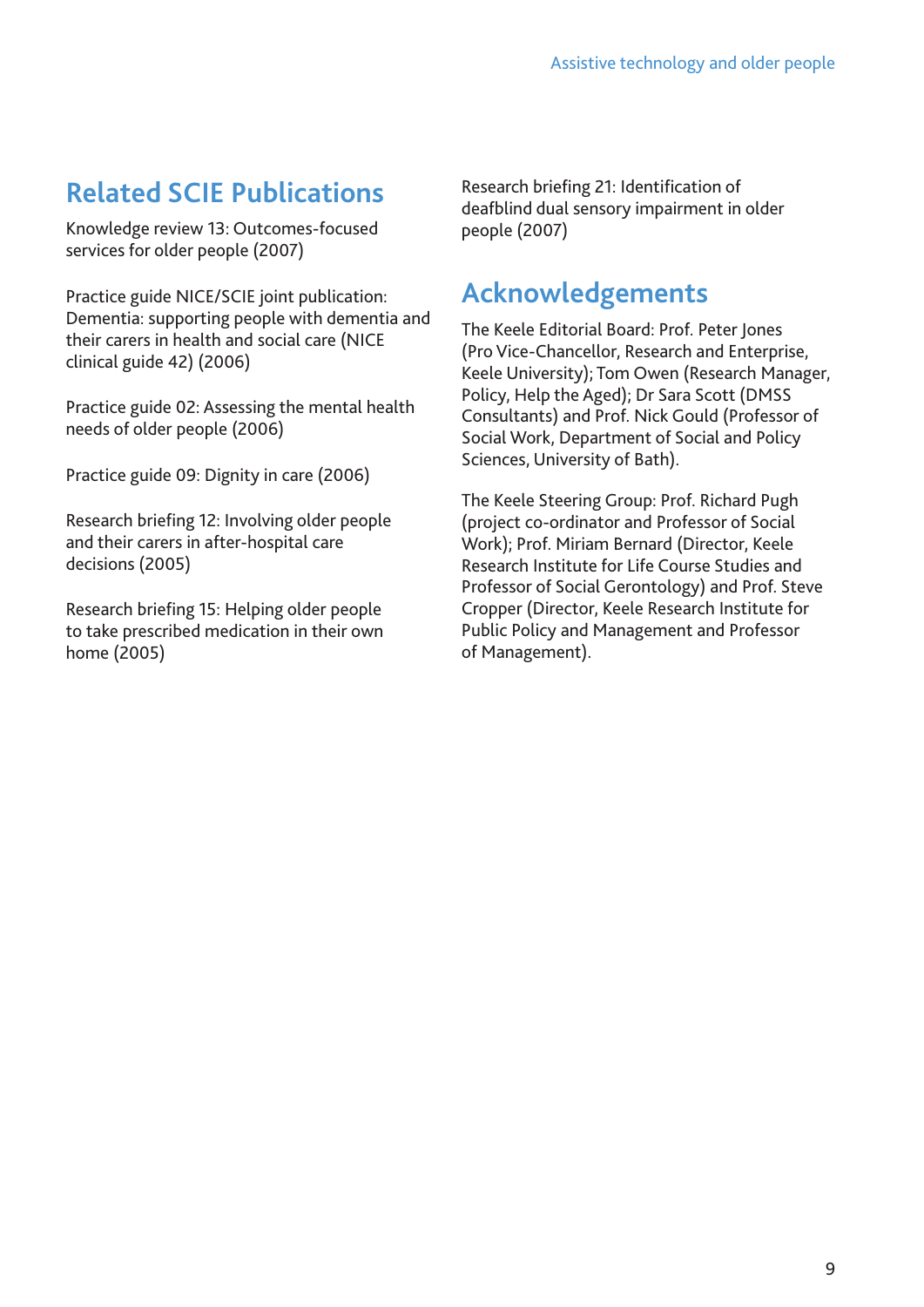## Related SCIE Publications

Knowledge review 13: Outcomes-focused services for older people (2007)

Practice guide NICE/SCIE joint publication: Dementia: supporting people with dementia and their carers in health and social care (NICE clinical guide 42) (2006)

Practice guide 02: Assessing the mental health needs of older people (2006)

Practice guide 09: Dignity in care (2006)

Research briefing 12: Involving older people and their carers in after-hospital care decisions (2005)

Research briefing 15: Helping older people to take prescribed medication in their own home (2005)

Research briefing 21: Identification of deafblind dual sensory impairment in older people (2007)

## Acknowledgements

The Keele Editorial Board: Prof. Peter Jones (Pro Vice-Chancellor, Research and Enterprise, Keele University); Tom Owen (Research Manager, Policy, Help the Aged); Dr Sara Scott (DMSS Consultants) and Prof. Nick Gould (Professor of Social Work, Department of Social and Policy Sciences, University of Bath).

The Keele Steering Group: Prof. Richard Pugh (project co-ordinator and Professor of Social Work); Prof. Miriam Bernard (Director, Keele Research Institute for Life Course Studies and Professor of Social Gerontology) and Prof. Steve Cropper (Director, Keele Research Institute for Public Policy and Management and Professor of Management).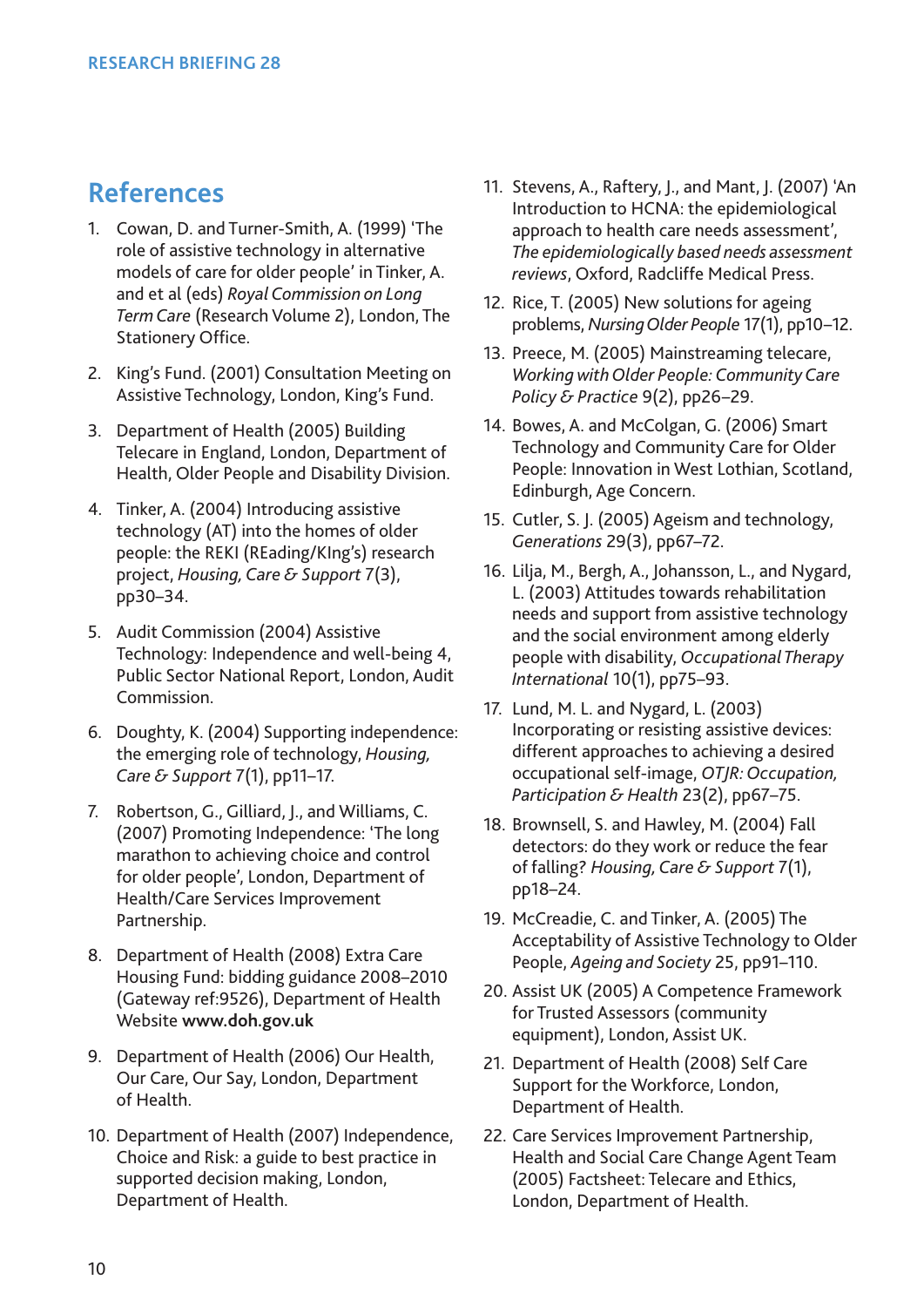## References

1. Cowan, D. and Turner-Smith, A. (1999) 'The role of assistive technology in alternative models of care for older people' in Tinker, A. and et al (eds) *Royal Commission on Long Term Care* (Research Volume 2), London, The Stationery Office.
2. King's Fund. (2001) Consultation Meeting on Assistive Technology, London, King's Fund.
3. Department of Health (2005) Building Telecare in England, London, Department of Health, Older People and Disability Division.
4. Tinker, A. (2004) Introducing assistive technology (AT) into the homes of older people: the REKI (REading/KIng's) research project, *Housing, Care & Support* 7(3), pp30–34.
5. Audit Commission (2004) Assistive Technology: Independence and well-being 4, Public Sector National Report, London, Audit Commission.
6. Doughty, K. (2004) Supporting independence: the emerging role of technology, *Housing, Care & Support* 7(1), pp11–17.
7. Robertson, G., Gilliard, J., and Williams, C. (2007) Promoting Independence: 'The long marathon to achieving choice and control for older people', London, Department of Health/Care Services Improvement Partnership.
8. Department of Health (2008) Extra Care Housing Fund: bidding guidance 2008–2010 (Gateway ref:9526), Department of Health Website **www.doh.gov.uk**
9. Department of Health (2006) Our Health, Our Care, Our Say, London, Department of Health.
10. Department of Health (2007) Independence, Choice and Risk: a guide to best practice in supported decision making, London, Department of Health.
11. Stevens, A., Raftery, J., and Mant, J. (2007) 'An Introduction to HCNA: the epidemiological approach to health care needs assessment', *The epidemiologically based needs assessment reviews*, Oxford, Radcliffe Medical Press.
12. Rice, T. (2005) New solutions for ageing problems, *Nursing Older People* 17(1), pp10–12.
13. Preece, M. (2005) Mainstreaming telecare, *Working with Older People: Community Care Policy & Practice* 9(2), pp26–29.
14. Bowes, A. and McColgan, G. (2006) Smart Technology and Community Care for Older People: Innovation in West Lothian, Scotland, Edinburgh, Age Concern.
15. Cutler, S. J. (2005) Ageism and technology, *Generations* 29(3), pp67–72.
16. Lilja, M., Bergh, A., Johansson, L., and Nygard, L. (2003) Attitudes towards rehabilitation needs and support from assistive technology and the social environment among elderly people with disability, *Occupational Therapy International* 10(1), pp75–93.
17. Lund, M. L. and Nygard, L. (2003) Incorporating or resisting assistive devices: different approaches to achieving a desired occupational self-image, *OTJR: Occupation, Participation & Health* 23(2), pp67–75.
18. Brownsell, S. and Hawley, M. (2004) Fall detectors: do they work or reduce the fear of falling? *Housing, Care & Support* 7(1), pp18–24.
19. McCreadie, C. and Tinker, A. (2005) The Acceptability of Assistive Technology to Older People, *Ageing and Society* 25, pp91–110.
20. Assist UK (2005) A Competence Framework for Trusted Assessors (community equipment), London, Assist UK.
21. Department of Health (2008) Self Care Support for the Workforce, London, Department of Health.
22. Care Services Improvement Partnership, Health and Social Care Change Agent Team (2005) Factsheet: Telecare and Ethics, London, Department of Health.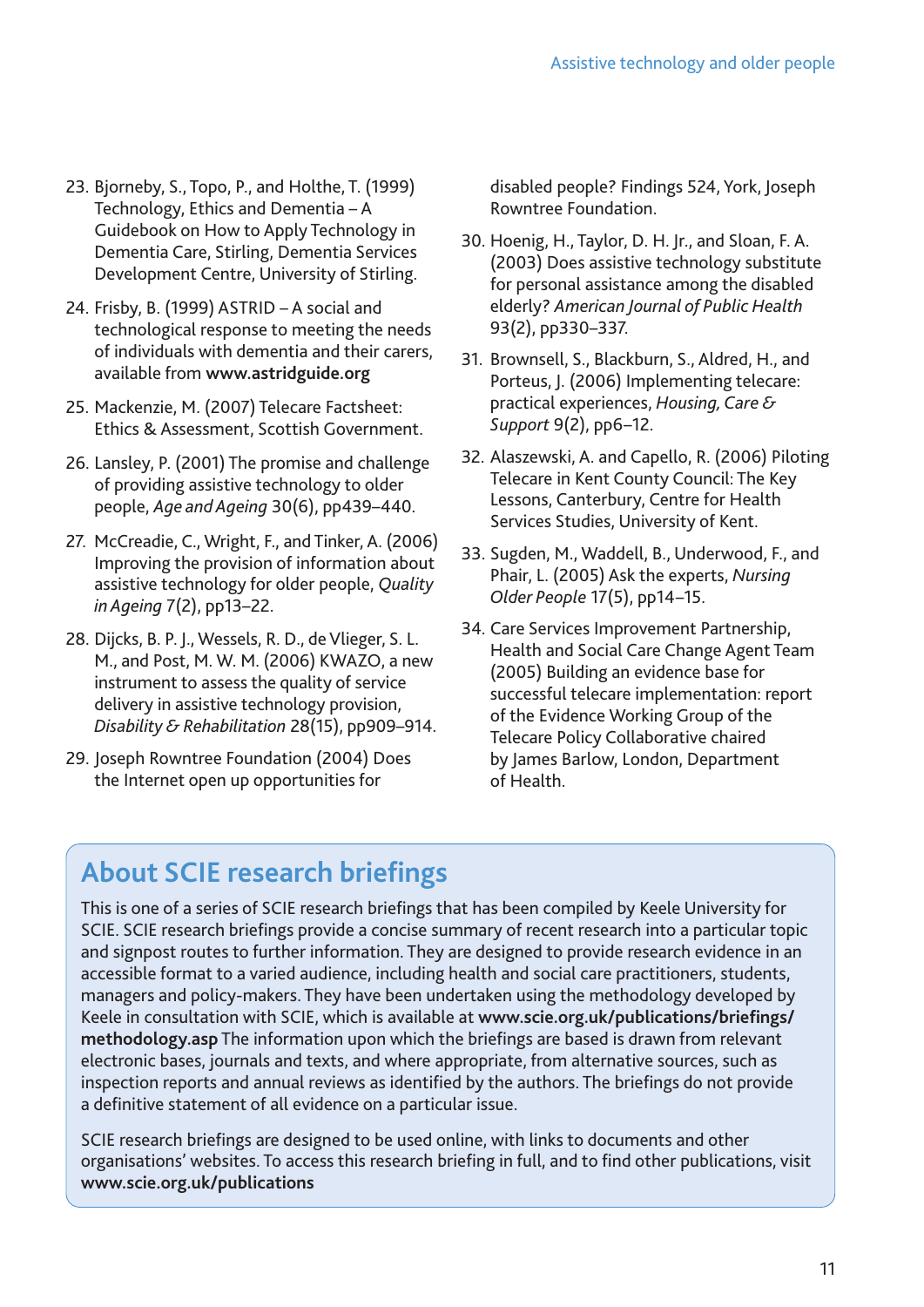23. Bjorneby, S., Topo, P., and Holthe, T. (1999) Technology, Ethics and Dementia – A Guidebook on How to Apply Technology in Dementia Care, Stirling, Dementia Services Development Centre, University of Stirling.
24. Frisby, B. (1999) ASTRID – A social and technological response to meeting the needs of individuals with dementia and their carers, available from **www.astridguide.org**
25. Mackenzie, M. (2007) Telecare Factsheet: Ethics & Assessment, Scottish Government.
26. Lansley, P. (2001) The promise and challenge of providing assistive technology to older people, *Age and Ageing* 30(6), pp439–440.
27. McCreadie, C., Wright, F., and Tinker, A. (2006) Improving the provision of information about assistive technology for older people, *Quality in Ageing* 7(2), pp13–22.
28. Dijcks, B. P. J., Wessels, R. D., de Vlieger, S. L. M., and Post, M. W. M. (2006) KWAZO, a new instrument to assess the quality of service delivery in assistive technology provision, *Disability & Rehabilitation* 28(15), pp909–914.
29. Joseph Rowntree Foundation (2004) Does the Internet open up opportunities for disabled people? Findings 524, York, Joseph Rowntree Foundation.
30. Hoenig, H., Taylor, D. H. Jr., and Sloan, F. A. (2003) Does assistive technology substitute for personal assistance among the disabled elderly? *American Journal of Public Health* 93(2), pp330–337.
31. Brownsell, S., Blackburn, S., Aldred, H., and Porteus, J. (2006) Implementing telecare: practical experiences, *Housing, Care & Support* 9(2), pp6–12.
32. Alaszewski, A. and Capello, R. (2006) Piloting Telecare in Kent County Council: The Key Lessons, Canterbury, Centre for Health Services Studies, University of Kent.
33. Sugden, M., Waddell, B., Underwood, F., and Phair, L. (2005) Ask the experts, *Nursing Older People* 17(5), pp14–15.
34. Care Services Improvement Partnership, Health and Social Care Change Agent Team (2005) Building an evidence base for successful telecare implementation: report of the Evidence Working Group of the Telecare Policy Collaborative chaired by James Barlow, London, Department of Health.

## About SCIE research briefings

This is one of a series of SCIE research briefings that has been compiled by Keele University for SCIE. SCIE research briefings provide a concise summary of recent research into a particular topic and signpost routes to further information. They are designed to provide research evidence in an accessible format to a varied audience, including health and social care practitioners, students, managers and policy-makers. They have been undertaken using the methodology developed by Keele in consultation with SCIE, which is available at **www.scie.org.uk/publications/briefings/methodology.asp** The information upon which the briefings are based is drawn from relevant electronic bases, journals and texts, and where appropriate, from alternative sources, such as inspection reports and annual reviews as identified by the authors. The briefings do not provide a definitive statement of all evidence on a particular issue.

SCIE research briefings are designed to be used online, with links to documents and other organisations' websites. To access this research briefing in full, and to find other publications, visit **www.scie.org.uk/publications**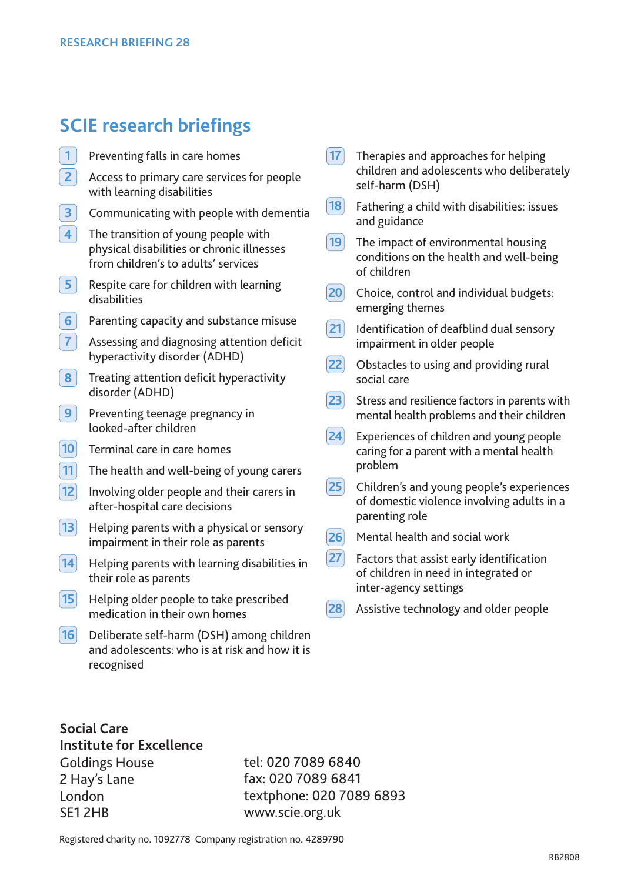## SCIE research briefings

1. Preventing falls in care homes
2. Access to primary care services for people with learning disabilities
3. Communicating with people with dementia
4. The transition of young people with physical disabilities or chronic illnesses from children's to adults' services
5. Respite care for children with learning disabilities
6. Parenting capacity and substance misuse
7. Assessing and diagnosing attention deficit hyperactivity disorder (ADHD)
8. Treating attention deficit hyperactivity disorder (ADHD)
9. Preventing teenage pregnancy in looked-after children
10. Terminal care in care homes
11. The health and well-being of young carers
12. Involving older people and their carers in after-hospital care decisions
13. Helping parents with a physical or sensory impairment in their role as parents
14. Helping parents with learning disabilities in their role as parents
15. Helping older people to take prescribed medication in their own homes
16. Deliberate self-harm (DSH) among children and adolescents: who is at risk and how it is recognised
17. Therapies and approaches for helping children and adolescents who deliberately self-harm (DSH)
18. Fathering a child with disabilities: issues and guidance
19. The impact of environmental housing conditions on the health and well-being of children
20. Choice, control and individual budgets: emerging themes
21. Identification of deafblind dual sensory impairment in older people
22. Obstacles to using and providing rural social care
23. Stress and resilience factors in parents with mental health problems and their children
24. Experiences of children and young people caring for a parent with a mental health problem
25. Children's and young people's experiences of domestic violence involving adults in a parenting role
26. Mental health and social work
27. Factors that assist early identification of children in need in integrated or inter-agency settings
28. Assistive technology and older people

**Social Care Institute for Excellence**
Goldings House
2 Hay's Lane
London
SE1 2HB

tel: 020 7089 6840
fax: 020 7089 6841
textphone: 020 7089 6893
www.scie.org.uk

Registered charity no. 1092778 Company registration no. 4289790

RB2808